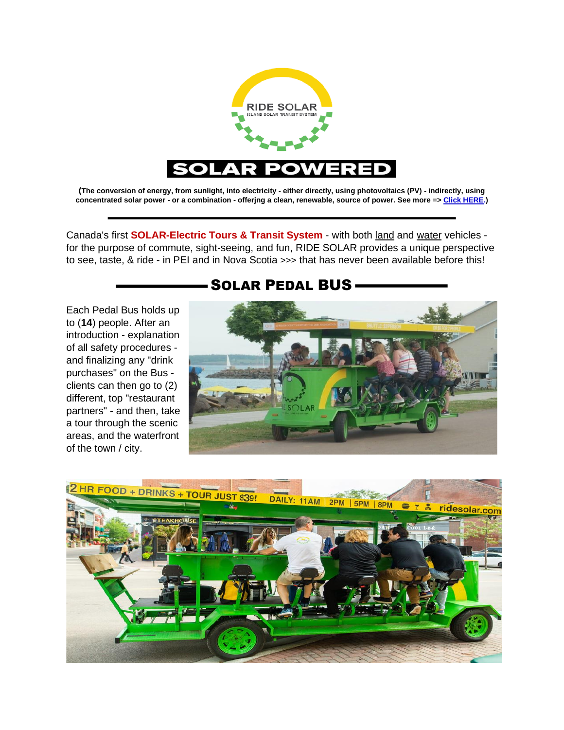RIDE SOLAR

ISLAND SOLAR TRANSIT SYSTEM

# SOLAR POWERED

**(The conversion of energy, from sunlight, into electricity - either directly, using photovoltaics (PV) - indirectly, using concentrated solar power - or a combination - offerjng a clean, renewable, source of power. See more => Click HERE.)**

---

Canada's first **SOLAR-Electric Tours & Transit System** - with both land and water vehicles - for the purpose of commute, sight-seeing, and fun, RIDE SOLAR provides a unique perspective to see, taste, & ride - in PEI and in Nova Scotia >>> that has never been available before this!

## SOLAR PEDAL BUS

Each Pedal Bus holds up to (**14**) people. After an introduction - explanation of all safety procedures - and finalizing any "drink purchases" on the Bus - clients can then go to (2) different, top "restaurant partners" - and then, take a tour through the scenic areas, and the waterfront of the town / city.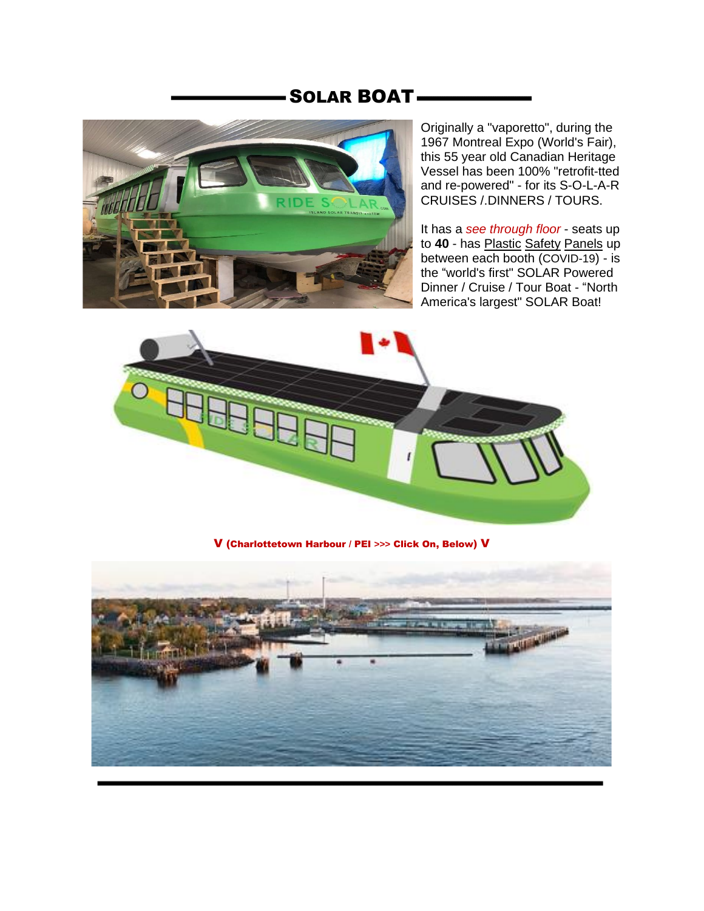# SOLAR BOAT

Originally a "vaporetto", during the 1967 Montreal Expo (World's Fair), this 55 year old Canadian Heritage Vessel has been 100% "retrofit-tted and re-powered" - for its S-O-L-A-R CRUISES /.DINNERS / TOURS.

It has a *see through floor* - seats up to **40** - has Plastic Safety Panels up between each booth (COVID-19) - is the "world's first" SOLAR Powered Dinner / Cruise / Tour Boat - "North America's largest" SOLAR Boat!

**V (Charlottetown Harbour / PEI >>> Click On, Below) V**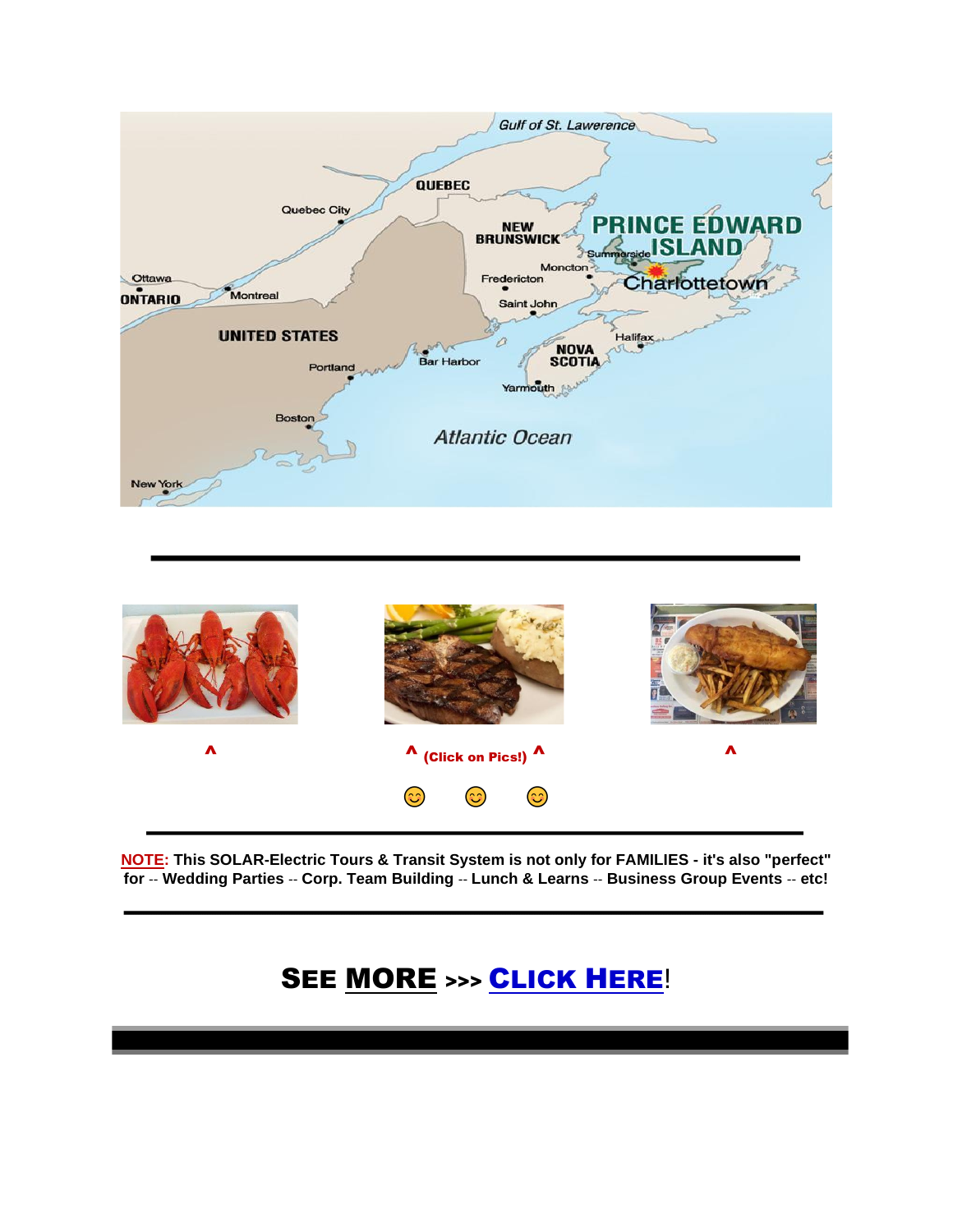^ **(Click on Pics!)** ^ ^

😊 😊 😊

---

**NOTE: This SOLAR-Electric Tours & Transit System is not only for FAMILIES - it's also "perfect" for -- Wedding Parties -- Corp. Team Building -- Lunch & Learns -- Business Group Events -- etc!**

---

## SEE MORE >>> CLICK HERE!